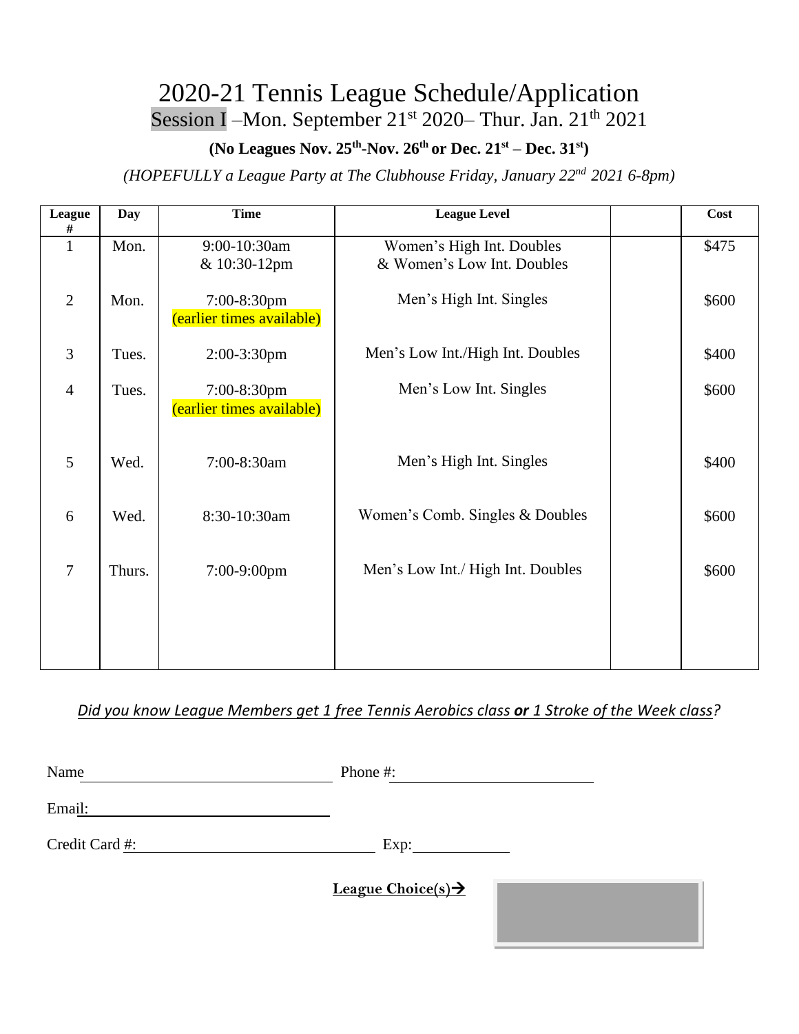# 2020-21 Tennis League Schedule/Application

## Session I –Mon. September 21st 2020– Thur. Jan. 21th 2021

**(No Leagues Nov. 25th-Nov. 26th or Dec. 21st – Dec. 31st)**

*(HOPEFULLY a League Party at The Clubhouse Friday, January 22nd 2021 6-8pm)*

| League # | Day | Time | League Level | | Cost |
|---|---|---|---|---|---|
| 1 | Mon. | 9:00-10:30am & 10:30-12pm | Women's High Int. Doubles & Women's Low Int. Doubles | | $475 |
| 2 | Mon. | 7:00-8:30pm (earlier times available) | Men's High Int. Singles | | $600 |
| 3 | Tues. | 2:00-3:30pm | Men's Low Int./High Int. Doubles | | $400 |
| 4 | Tues. | 7:00-8:30pm (earlier times available) | Men's Low Int. Singles | | $600 |
| 5 | Wed. | 7:00-8:30am | Men's High Int. Singles | | $400 |
| 6 | Wed. | 8:30-10:30am | Women's Comb. Singles & Doubles | | $600 |
| 7 | Thurs. | 7:00-9:00pm | Men's Low Int./ High Int. Doubles | | $600 |

*Did you know League Members get 1 free Tennis Aerobics class **or** 1 Stroke of the Week class?*

Name ______________________ Phone #: ______________________

Email: ______________________

Credit Card #: ______________________ Exp: ____________

**League Choice(s)→**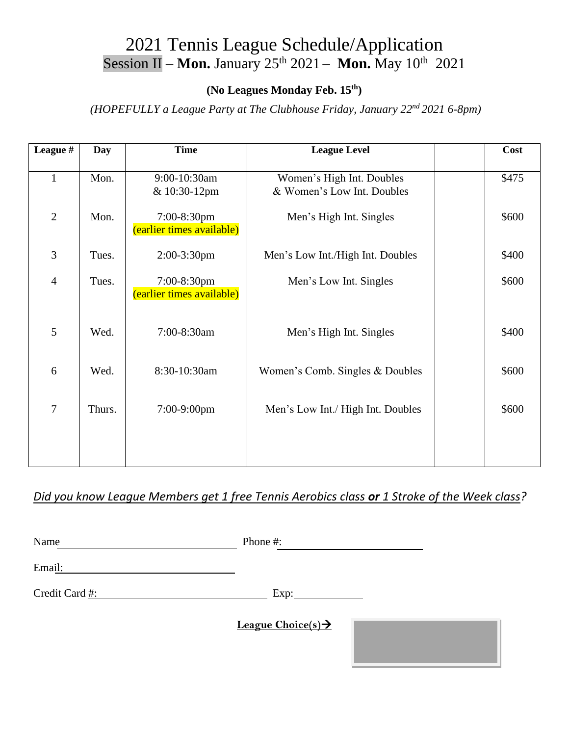# 2021 Tennis League Schedule/Application

## Session II – **Mon.** January 25th 2021 – **Mon.** May 10th 2021

**(No Leagues Monday Feb. 15th)**

*(HOPEFULLY a League Party at The Clubhouse Friday, January 22nd 2021 6-8pm)*

| League # | Day | Time | League Level | | Cost |
|---|---|---|---|---|---|
| 1 | Mon. | 9:00-10:30am & 10:30-12pm | Women's High Int. Doubles & Women's Low Int. Doubles | | $475 |
| 2 | Mon. | 7:00-8:30pm (earlier times available) | Men's High Int. Singles | | $600 |
| 3 | Tues. | 2:00-3:30pm | Men's Low Int./High Int. Doubles | | $400 |
| 4 | Tues. | 7:00-8:30pm (earlier times available) | Men's Low Int. Singles | | $600 |
| 5 | Wed. | 7:00-8:30am | Men's High Int. Singles | | $400 |
| 6 | Wed. | 8:30-10:30am | Women's Comb. Singles & Doubles | | $600 |
| 7 | Thurs. | 7:00-9:00pm | Men's Low Int./ High Int. Doubles | | $600 |

*Did you know League Members get 1 free Tennis Aerobics class **or** 1 Stroke of the Week class?*

Name\_\_\_\_\_\_\_\_\_\_\_\_\_\_\_\_\_\_\_\_\_\_\_\_\_\_\_\_ Phone #: \_\_\_\_\_\_\_\_\_\_\_\_\_\_\_\_\_\_\_\_\_\_\_\_

Email: \_\_\_\_\_\_\_\_\_\_\_\_\_\_\_\_\_\_\_\_\_\_\_\_\_\_\_\_\_\_

Credit Card #: \_\_\_\_\_\_\_\_\_\_\_\_\_\_\_\_\_\_\_\_\_\_\_\_\_\_\_\_ Exp: \_\_\_\_\_\_\_\_\_\_\_\_

**League Choice(s)→**